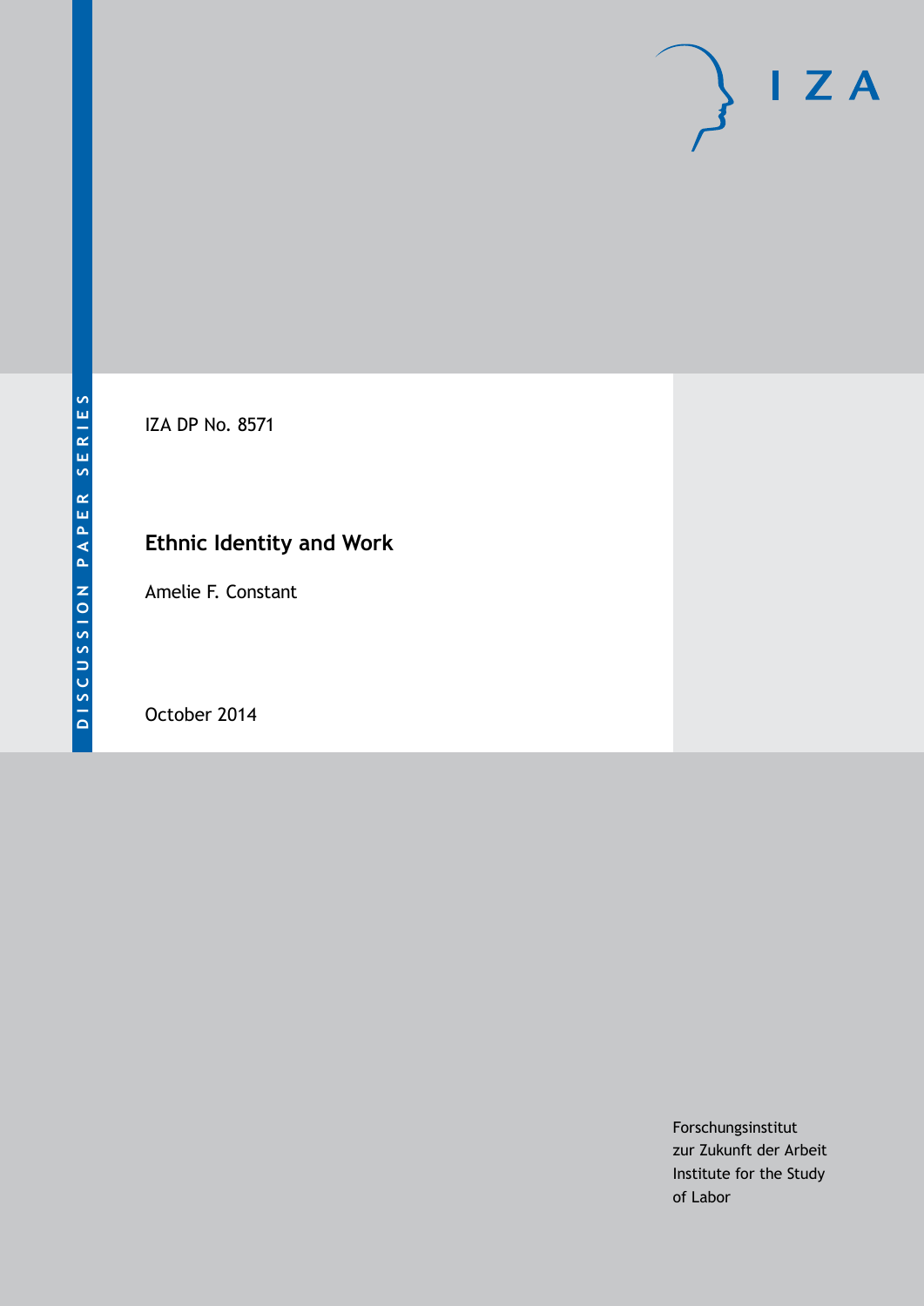DISCUSSION PAPER SERIES

IZA DP No. 8571

# Ethnic Identity and Work

Amelie F. Constant

October 2014

Forschungsinstitut
zur Zukunft der Arbeit
Institute for the Study
of Labor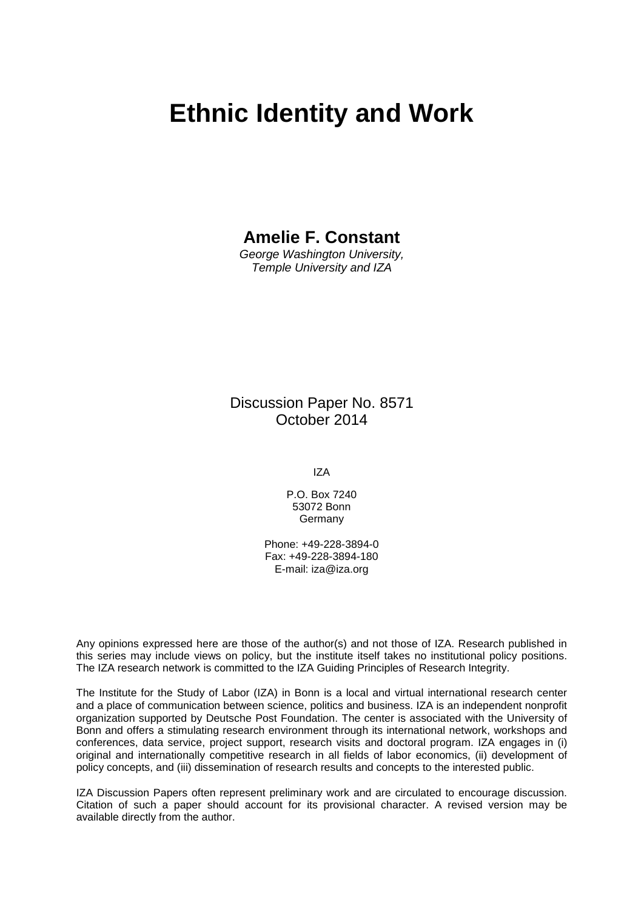# Ethnic Identity and Work

**Amelie F. Constant**

*George Washington University,*
*Temple University and IZA*

Discussion Paper No. 8571
October 2014

IZA

P.O. Box 7240
53072 Bonn
Germany

Phone: +49-228-3894-0
Fax: +49-228-3894-180
E-mail: iza@iza.org

Any opinions expressed here are those of the author(s) and not those of IZA. Research published in this series may include views on policy, but the institute itself takes no institutional policy positions. The IZA research network is committed to the IZA Guiding Principles of Research Integrity.

The Institute for the Study of Labor (IZA) in Bonn is a local and virtual international research center and a place of communication between science, politics and business. IZA is an independent nonprofit organization supported by Deutsche Post Foundation. The center is associated with the University of Bonn and offers a stimulating research environment through its international network, workshops and conferences, data service, project support, research visits and doctoral program. IZA engages in (i) original and internationally competitive research in all fields of labor economics, (ii) development of policy concepts, and (iii) dissemination of research results and concepts to the interested public.

IZA Discussion Papers often represent preliminary work and are circulated to encourage discussion. Citation of such a paper should account for its provisional character. A revised version may be available directly from the author.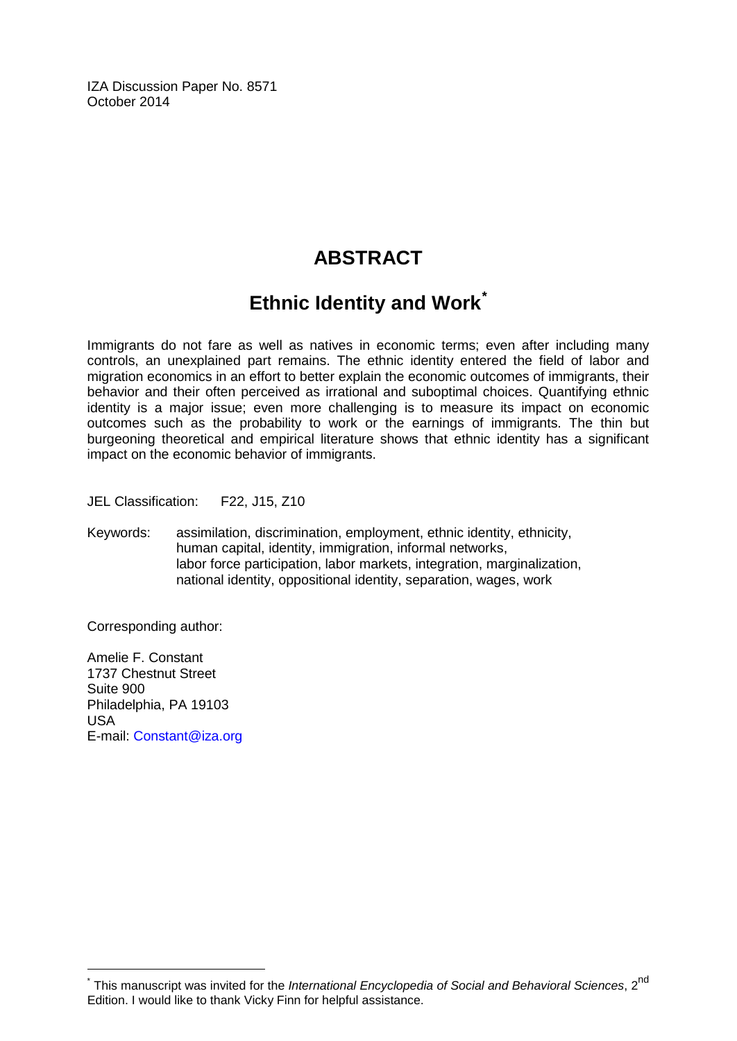IZA Discussion Paper No. 8571
October 2014

# ABSTRACT

## Ethnic Identity and Work*

Immigrants do not fare as well as natives in economic terms; even after including many controls, an unexplained part remains. The ethnic identity entered the field of labor and migration economics in an effort to better explain the economic outcomes of immigrants, their behavior and their often perceived as irrational and suboptimal choices. Quantifying ethnic identity is a major issue; even more challenging is to measure its impact on economic outcomes such as the probability to work or the earnings of immigrants. The thin but burgeoning theoretical and empirical literature shows that ethnic identity has a significant impact on the economic behavior of immigrants.

JEL Classification: F22, J15, Z10

Keywords: assimilation, discrimination, employment, ethnic identity, ethnicity, human capital, identity, immigration, informal networks, labor force participation, labor markets, integration, marginalization, national identity, oppositional identity, separation, wages, work

Corresponding author:

Amelie F. Constant
1737 Chestnut Street
Suite 900
Philadelphia, PA 19103
USA
E-mail: Constant@iza.org

---

* This manuscript was invited for the *International Encyclopedia of Social and Behavioral Sciences*, 2nd Edition. I would like to thank Vicky Finn for helpful assistance.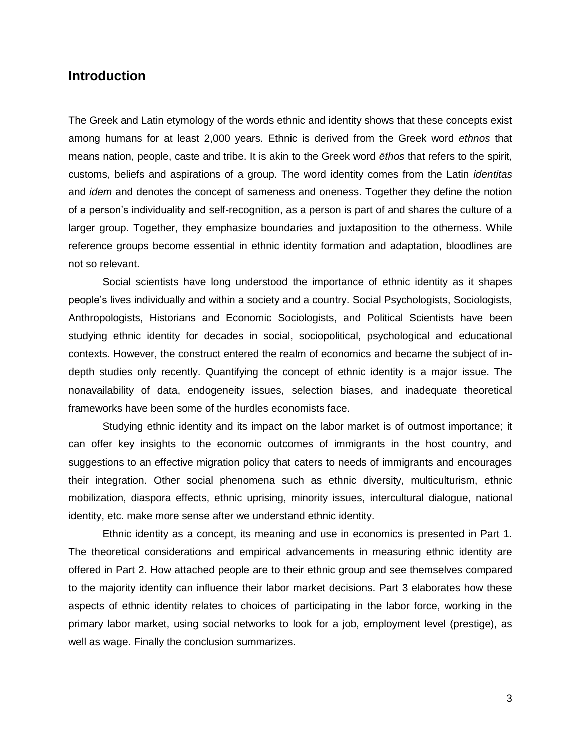## Introduction

The Greek and Latin etymology of the words ethnic and identity shows that these concepts exist among humans for at least 2,000 years. Ethnic is derived from the Greek word *ethnos* that means nation, people, caste and tribe. It is akin to the Greek word *ēthos* that refers to the spirit, customs, beliefs and aspirations of a group. The word identity comes from the Latin *identitas* and *idem* and denotes the concept of sameness and oneness. Together they define the notion of a person's individuality and self-recognition, as a person is part of and shares the culture of a larger group. Together, they emphasize boundaries and juxtaposition to the otherness. While reference groups become essential in ethnic identity formation and adaptation, bloodlines are not so relevant.

Social scientists have long understood the importance of ethnic identity as it shapes people's lives individually and within a society and a country. Social Psychologists, Sociologists, Anthropologists, Historians and Economic Sociologists, and Political Scientists have been studying ethnic identity for decades in social, sociopolitical, psychological and educational contexts. However, the construct entered the realm of economics and became the subject of in-depth studies only recently. Quantifying the concept of ethnic identity is a major issue. The nonavailability of data, endogeneity issues, selection biases, and inadequate theoretical frameworks have been some of the hurdles economists face.

Studying ethnic identity and its impact on the labor market is of outmost importance; it can offer key insights to the economic outcomes of immigrants in the host country, and suggestions to an effective migration policy that caters to needs of immigrants and encourages their integration. Other social phenomena such as ethnic diversity, multiculturism, ethnic mobilization, diaspora effects, ethnic uprising, minority issues, intercultural dialogue, national identity, etc. make more sense after we understand ethnic identity.

Ethnic identity as a concept, its meaning and use in economics is presented in Part 1. The theoretical considerations and empirical advancements in measuring ethnic identity are offered in Part 2. How attached people are to their ethnic group and see themselves compared to the majority identity can influence their labor market decisions. Part 3 elaborates how these aspects of ethnic identity relates to choices of participating in the labor force, working in the primary labor market, using social networks to look for a job, employment level (prestige), as well as wage. Finally the conclusion summarizes.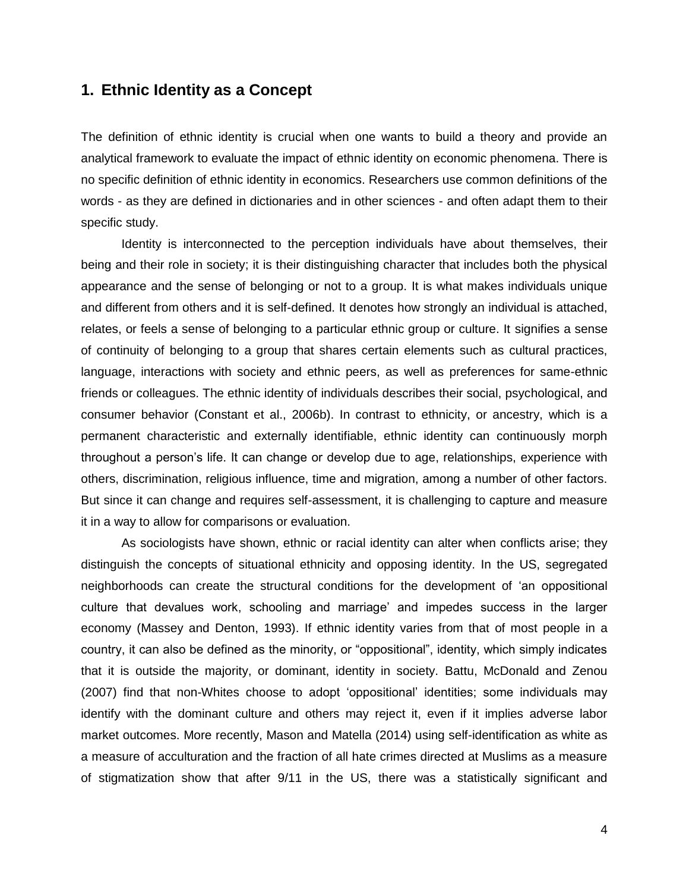## 1. Ethnic Identity as a Concept

The definition of ethnic identity is crucial when one wants to build a theory and provide an analytical framework to evaluate the impact of ethnic identity on economic phenomena. There is no specific definition of ethnic identity in economics. Researchers use common definitions of the words - as they are defined in dictionaries and in other sciences - and often adapt them to their specific study.

Identity is interconnected to the perception individuals have about themselves, their being and their role in society; it is their distinguishing character that includes both the physical appearance and the sense of belonging or not to a group. It is what makes individuals unique and different from others and it is self-defined. It denotes how strongly an individual is attached, relates, or feels a sense of belonging to a particular ethnic group or culture. It signifies a sense of continuity of belonging to a group that shares certain elements such as cultural practices, language, interactions with society and ethnic peers, as well as preferences for same-ethnic friends or colleagues. The ethnic identity of individuals describes their social, psychological, and consumer behavior (Constant et al., 2006b). In contrast to ethnicity, or ancestry, which is a permanent characteristic and externally identifiable, ethnic identity can continuously morph throughout a person's life. It can change or develop due to age, relationships, experience with others, discrimination, religious influence, time and migration, among a number of other factors. But since it can change and requires self-assessment, it is challenging to capture and measure it in a way to allow for comparisons or evaluation.

As sociologists have shown, ethnic or racial identity can alter when conflicts arise; they distinguish the concepts of situational ethnicity and opposing identity. In the US, segregated neighborhoods can create the structural conditions for the development of 'an oppositional culture that devalues work, schooling and marriage' and impedes success in the larger economy (Massey and Denton, 1993). If ethnic identity varies from that of most people in a country, it can also be defined as the minority, or "oppositional", identity, which simply indicates that it is outside the majority, or dominant, identity in society. Battu, McDonald and Zenou (2007) find that non-Whites choose to adopt 'oppositional' identities; some individuals may identify with the dominant culture and others may reject it, even if it implies adverse labor market outcomes. More recently, Mason and Matella (2014) using self-identification as white as a measure of acculturation and the fraction of all hate crimes directed at Muslims as a measure of stigmatization show that after 9/11 in the US, there was a statistically significant and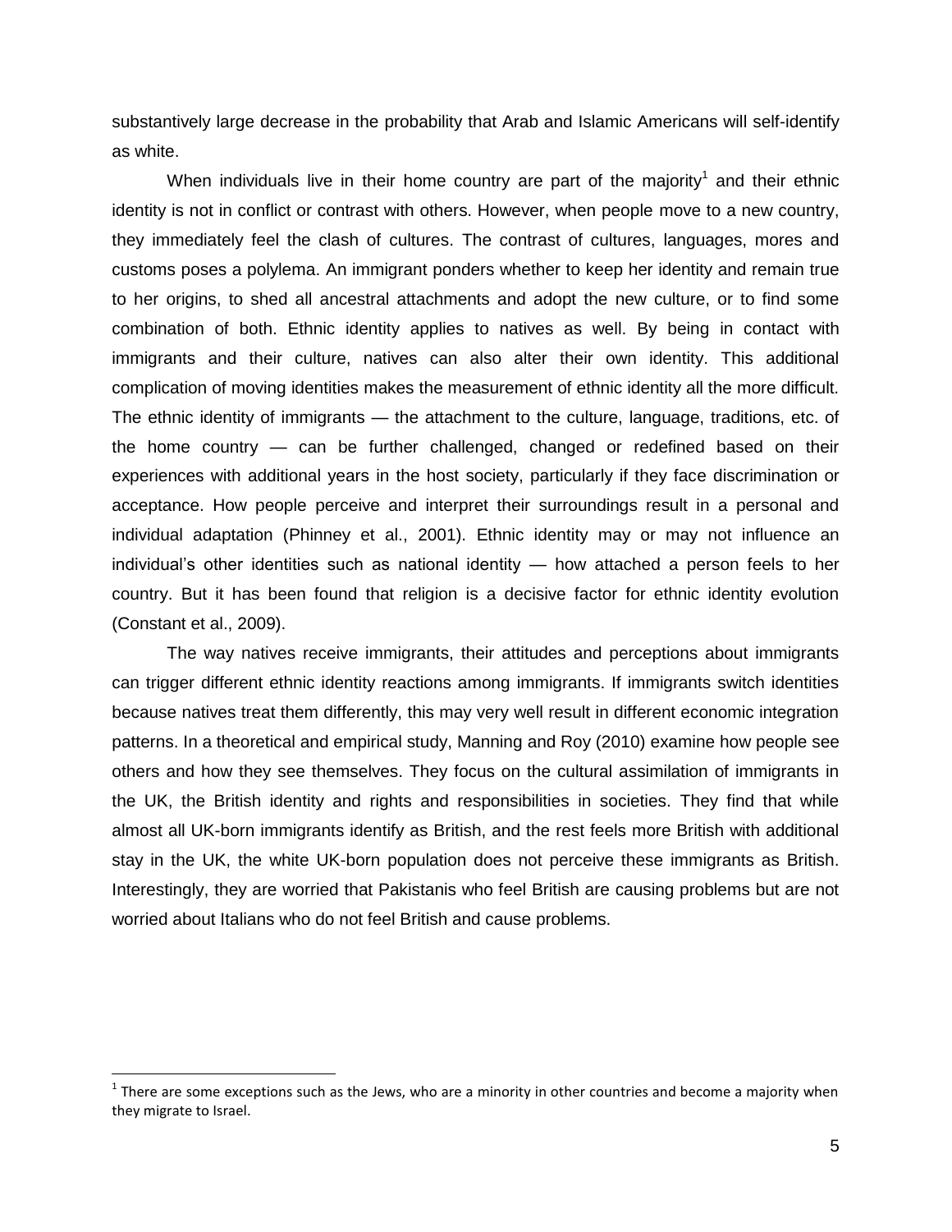substantively large decrease in the probability that Arab and Islamic Americans will self-identify as white.

When individuals live in their home country are part of the majority[1] and their ethnic identity is not in conflict or contrast with others. However, when people move to a new country, they immediately feel the clash of cultures. The contrast of cultures, languages, mores and customs poses a polylema. An immigrant ponders whether to keep her identity and remain true to her origins, to shed all ancestral attachments and adopt the new culture, or to find some combination of both. Ethnic identity applies to natives as well. By being in contact with immigrants and their culture, natives can also alter their own identity. This additional complication of moving identities makes the measurement of ethnic identity all the more difficult. The ethnic identity of immigrants — the attachment to the culture, language, traditions, etc. of the home country — can be further challenged, changed or redefined based on their experiences with additional years in the host society, particularly if they face discrimination or acceptance. How people perceive and interpret their surroundings result in a personal and individual adaptation (Phinney et al., 2001). Ethnic identity may or may not influence an individual's other identities such as national identity — how attached a person feels to her country. But it has been found that religion is a decisive factor for ethnic identity evolution (Constant et al., 2009).

The way natives receive immigrants, their attitudes and perceptions about immigrants can trigger different ethnic identity reactions among immigrants. If immigrants switch identities because natives treat them differently, this may very well result in different economic integration patterns. In a theoretical and empirical study, Manning and Roy (2010) examine how people see others and how they see themselves. They focus on the cultural assimilation of immigrants in the UK, the British identity and rights and responsibilities in societies. They find that while almost all UK-born immigrants identify as British, and the rest feels more British with additional stay in the UK, the white UK-born population does not perceive these immigrants as British. Interestingly, they are worried that Pakistanis who feel British are causing problems but are not worried about Italians who do not feel British and cause problems.

[1] There are some exceptions such as the Jews, who are a minority in other countries and become a majority when they migrate to Israel.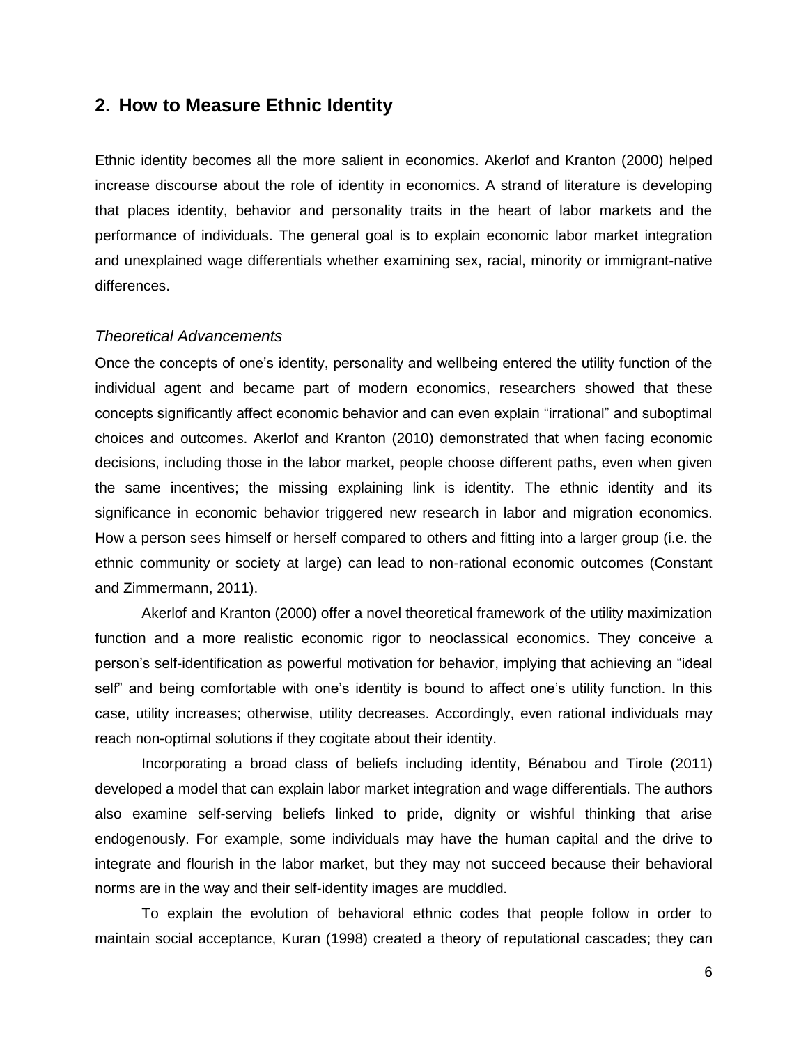## 2. How to Measure Ethnic Identity

Ethnic identity becomes all the more salient in economics. Akerlof and Kranton (2000) helped increase discourse about the role of identity in economics. A strand of literature is developing that places identity, behavior and personality traits in the heart of labor markets and the performance of individuals. The general goal is to explain economic labor market integration and unexplained wage differentials whether examining sex, racial, minority or immigrant-native differences.

*Theoretical Advancements*

Once the concepts of one's identity, personality and wellbeing entered the utility function of the individual agent and became part of modern economics, researchers showed that these concepts significantly affect economic behavior and can even explain "irrational" and suboptimal choices and outcomes. Akerlof and Kranton (2010) demonstrated that when facing economic decisions, including those in the labor market, people choose different paths, even when given the same incentives; the missing explaining link is identity. The ethnic identity and its significance in economic behavior triggered new research in labor and migration economics. How a person sees himself or herself compared to others and fitting into a larger group (i.e. the ethnic community or society at large) can lead to non-rational economic outcomes (Constant and Zimmermann, 2011).

Akerlof and Kranton (2000) offer a novel theoretical framework of the utility maximization function and a more realistic economic rigor to neoclassical economics. They conceive a person's self-identification as powerful motivation for behavior, implying that achieving an "ideal self" and being comfortable with one's identity is bound to affect one's utility function. In this case, utility increases; otherwise, utility decreases. Accordingly, even rational individuals may reach non-optimal solutions if they cogitate about their identity.

Incorporating a broad class of beliefs including identity, Bénabou and Tirole (2011) developed a model that can explain labor market integration and wage differentials. The authors also examine self-serving beliefs linked to pride, dignity or wishful thinking that arise endogenously. For example, some individuals may have the human capital and the drive to integrate and flourish in the labor market, but they may not succeed because their behavioral norms are in the way and their self-identity images are muddled.

To explain the evolution of behavioral ethnic codes that people follow in order to maintain social acceptance, Kuran (1998) created a theory of reputational cascades; they can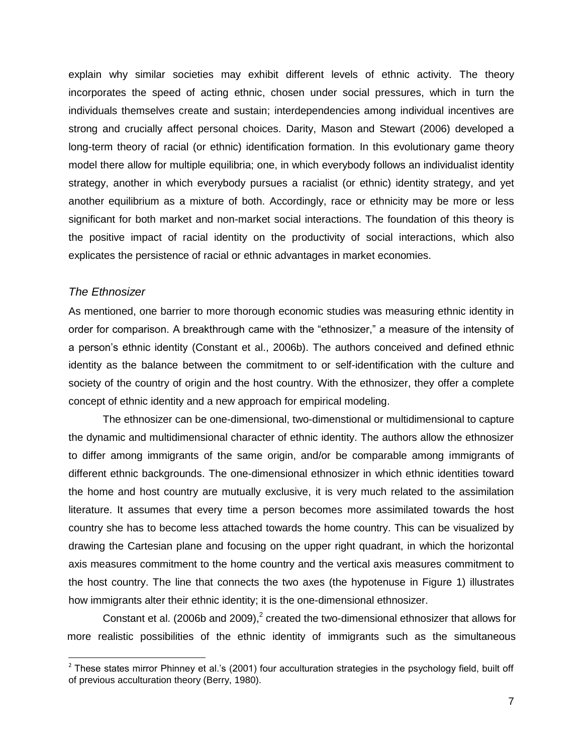explain why similar societies may exhibit different levels of ethnic activity. The theory incorporates the speed of acting ethnic, chosen under social pressures, which in turn the individuals themselves create and sustain; interdependencies among individual incentives are strong and crucially affect personal choices. Darity, Mason and Stewart (2006) developed a long-term theory of racial (or ethnic) identification formation. In this evolutionary game theory model there allow for multiple equilibria; one, in which everybody follows an individualist identity strategy, another in which everybody pursues a racialist (or ethnic) identity strategy, and yet another equilibrium as a mixture of both. Accordingly, race or ethnicity may be more or less significant for both market and non-market social interactions. The foundation of this theory is the positive impact of racial identity on the productivity of social interactions, which also explicates the persistence of racial or ethnic advantages in market economies.

### *The Ethnosizer*

As mentioned, one barrier to more thorough economic studies was measuring ethnic identity in order for comparison. A breakthrough came with the "ethnosizer," a measure of the intensity of a person's ethnic identity (Constant et al., 2006b). The authors conceived and defined ethnic identity as the balance between the commitment to or self-identification with the culture and society of the country of origin and the host country. With the ethnosizer, they offer a complete concept of ethnic identity and a new approach for empirical modeling.

The ethnosizer can be one-dimensional, two-dimenstional or multidimensional to capture the dynamic and multidimensional character of ethnic identity. The authors allow the ethnosizer to differ among immigrants of the same origin, and/or be comparable among immigrants of different ethnic backgrounds. The one-dimensional ethnosizer in which ethnic identities toward the home and host country are mutually exclusive, it is very much related to the assimilation literature. It assumes that every time a person becomes more assimilated towards the host country she has to become less attached towards the home country. This can be visualized by drawing the Cartesian plane and focusing on the upper right quadrant, in which the horizontal axis measures commitment to the home country and the vertical axis measures commitment to the host country. The line that connects the two axes (the hypotenuse in Figure 1) illustrates how immigrants alter their ethnic identity; it is the one-dimensional ethnosizer.

Constant et al. (2006b and 2009),[2] created the two-dimensional ethnosizer that allows for more realistic possibilities of the ethnic identity of immigrants such as the simultaneous

[2] These states mirror Phinney et al.'s (2001) four acculturation strategies in the psychology field, built off of previous acculturation theory (Berry, 1980).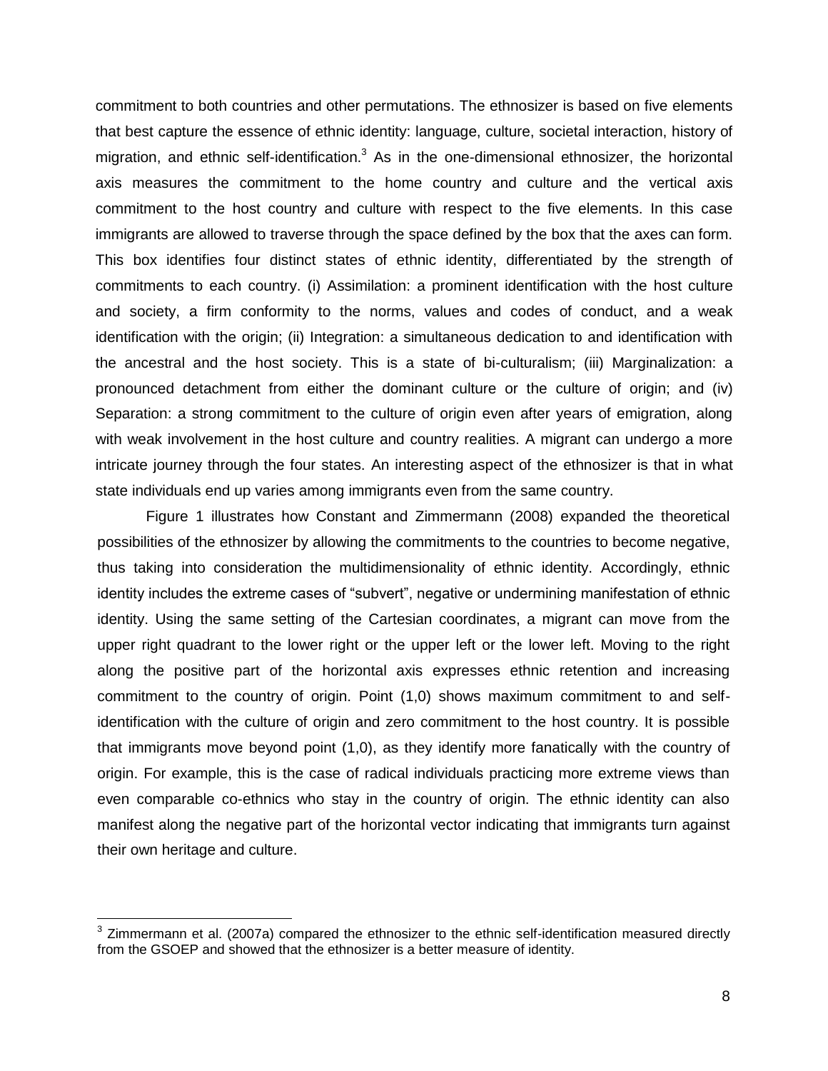commitment to both countries and other permutations. The ethnosizer is based on five elements that best capture the essence of ethnic identity: language, culture, societal interaction, history of migration, and ethnic self-identification.[3] As in the one-dimensional ethnosizer, the horizontal axis measures the commitment to the home country and culture and the vertical axis commitment to the host country and culture with respect to the five elements. In this case immigrants are allowed to traverse through the space defined by the box that the axes can form. This box identifies four distinct states of ethnic identity, differentiated by the strength of commitments to each country. (i) Assimilation: a prominent identification with the host culture and society, a firm conformity to the norms, values and codes of conduct, and a weak identification with the origin; (ii) Integration: a simultaneous dedication to and identification with the ancestral and the host society. This is a state of bi-culturalism; (iii) Marginalization: a pronounced detachment from either the dominant culture or the culture of origin; and (iv) Separation: a strong commitment to the culture of origin even after years of emigration, along with weak involvement in the host culture and country realities. A migrant can undergo a more intricate journey through the four states. An interesting aspect of the ethnosizer is that in what state individuals end up varies among immigrants even from the same country.

Figure 1 illustrates how Constant and Zimmermann (2008) expanded the theoretical possibilities of the ethnosizer by allowing the commitments to the countries to become negative, thus taking into consideration the multidimensionality of ethnic identity. Accordingly, ethnic identity includes the extreme cases of "subvert", negative or undermining manifestation of ethnic identity. Using the same setting of the Cartesian coordinates, a migrant can move from the upper right quadrant to the lower right or the upper left or the lower left. Moving to the right along the positive part of the horizontal axis expresses ethnic retention and increasing commitment to the country of origin. Point (1,0) shows maximum commitment to and self-identification with the culture of origin and zero commitment to the host country. It is possible that immigrants move beyond point (1,0), as they identify more fanatically with the country of origin. For example, this is the case of radical individuals practicing more extreme views than even comparable co-ethnics who stay in the country of origin. The ethnic identity can also manifest along the negative part of the horizontal vector indicating that immigrants turn against their own heritage and culture.

[3] Zimmermann et al. (2007a) compared the ethnosizer to the ethnic self-identification measured directly from the GSOEP and showed that the ethnosizer is a better measure of identity.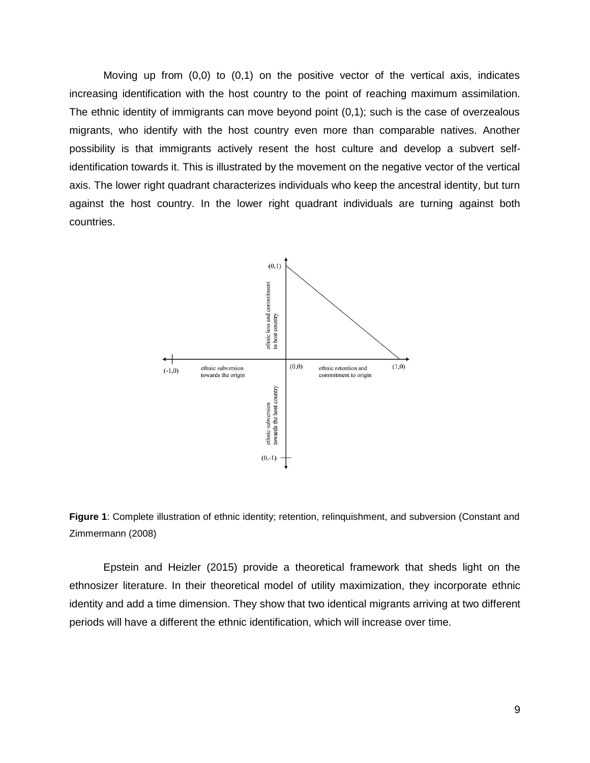Moving up from (0,0) to (0,1) on the positive vector of the vertical axis, indicates increasing identification with the host country to the point of reaching maximum assimilation. The ethnic identity of immigrants can move beyond point (0,1); such is the case of overzealous migrants, who identify with the host country even more than comparable natives. Another possibility is that immigrants actively resent the host culture and develop a subvert self-identification towards it. This is illustrated by the movement on the negative vector of the vertical axis. The lower right quadrant characterizes individuals who keep the ancestral identity, but turn against the host country. In the lower right quadrant individuals are turning against both countries.

**Figure 1**: Complete illustration of ethnic identity; retention, relinquishment, and subversion (Constant and Zimmermann (2008)

Epstein and Heizler (2015) provide a theoretical framework that sheds light on the ethnosizer literature. In their theoretical model of utility maximization, they incorporate ethnic identity and add a time dimension. They show that two identical migrants arriving at two different periods will have a different the ethnic identification, which will increase over time.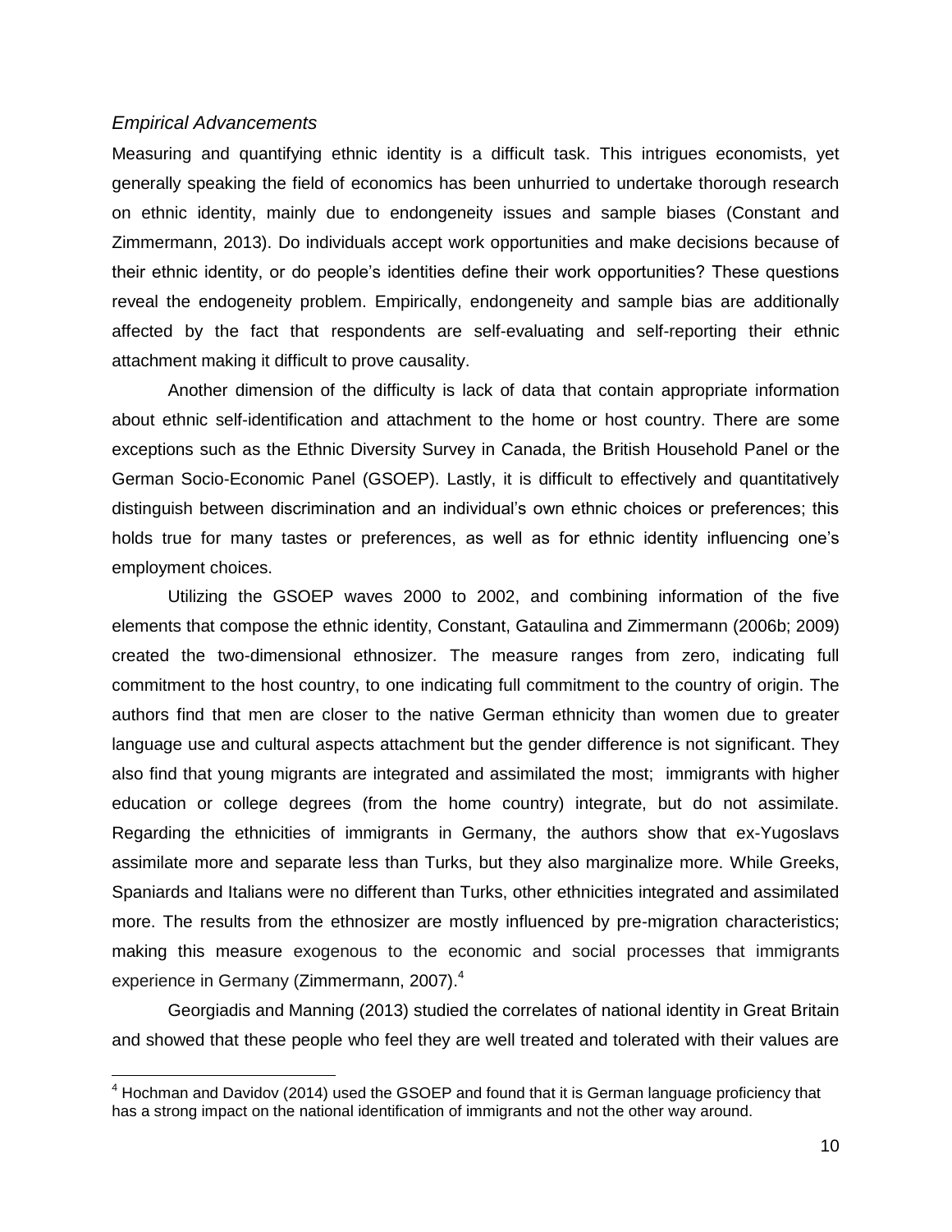### *Empirical Advancements*

Measuring and quantifying ethnic identity is a difficult task. This intrigues economists, yet generally speaking the field of economics has been unhurried to undertake thorough research on ethnic identity, mainly due to endongeneity issues and sample biases (Constant and Zimmermann, 2013). Do individuals accept work opportunities and make decisions because of their ethnic identity, or do people's identities define their work opportunities? These questions reveal the endogeneity problem. Empirically, endongeneity and sample bias are additionally affected by the fact that respondents are self-evaluating and self-reporting their ethnic attachment making it difficult to prove causality.

Another dimension of the difficulty is lack of data that contain appropriate information about ethnic self-identification and attachment to the home or host country. There are some exceptions such as the Ethnic Diversity Survey in Canada, the British Household Panel or the German Socio-Economic Panel (GSOEP). Lastly, it is difficult to effectively and quantitatively distinguish between discrimination and an individual's own ethnic choices or preferences; this holds true for many tastes or preferences, as well as for ethnic identity influencing one's employment choices.

Utilizing the GSOEP waves 2000 to 2002, and combining information of the five elements that compose the ethnic identity, Constant, Gataulina and Zimmermann (2006b; 2009) created the two-dimensional ethnosizer. The measure ranges from zero, indicating full commitment to the host country, to one indicating full commitment to the country of origin. The authors find that men are closer to the native German ethnicity than women due to greater language use and cultural aspects attachment but the gender difference is not significant. They also find that young migrants are integrated and assimilated the most; immigrants with higher education or college degrees (from the home country) integrate, but do not assimilate. Regarding the ethnicities of immigrants in Germany, the authors show that ex-Yugoslavs assimilate more and separate less than Turks, but they also marginalize more. While Greeks, Spaniards and Italians were no different than Turks, other ethnicities integrated and assimilated more. The results from the ethnosizer are mostly influenced by pre-migration characteristics; making this measure exogenous to the economic and social processes that immigrants experience in Germany (Zimmermann, 2007).[4]

Georgiadis and Manning (2013) studied the correlates of national identity in Great Britain and showed that these people who feel they are well treated and tolerated with their values are

---

[4] Hochman and Davidov (2014) used the GSOEP and found that it is German language proficiency that has a strong impact on the national identification of immigrants and not the other way around.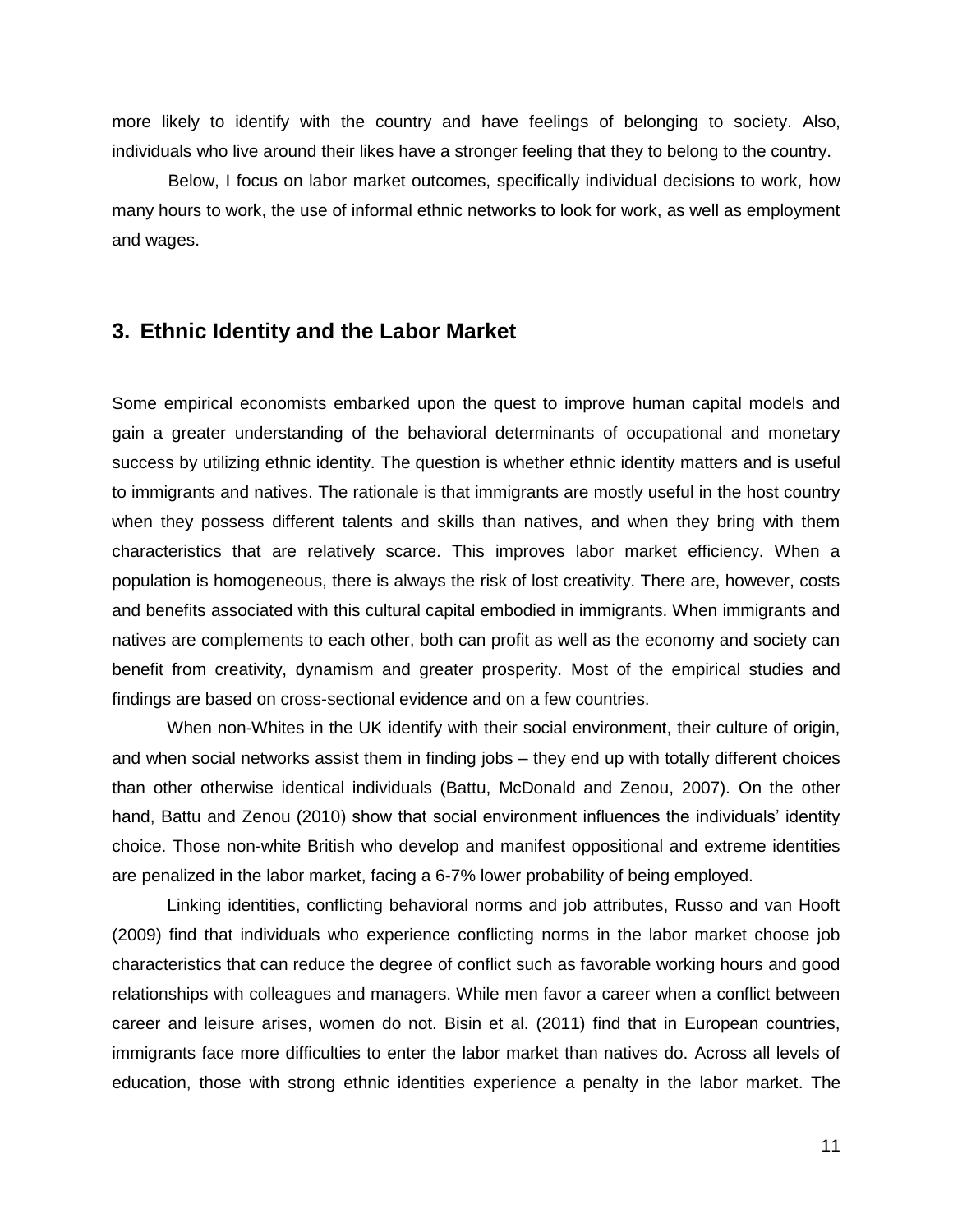more likely to identify with the country and have feelings of belonging to society. Also, individuals who live around their likes have a stronger feeling that they to belong to the country.

Below, I focus on labor market outcomes, specifically individual decisions to work, how many hours to work, the use of informal ethnic networks to look for work, as well as employment and wages.

## 3. Ethnic Identity and the Labor Market

Some empirical economists embarked upon the quest to improve human capital models and gain a greater understanding of the behavioral determinants of occupational and monetary success by utilizing ethnic identity. The question is whether ethnic identity matters and is useful to immigrants and natives. The rationale is that immigrants are mostly useful in the host country when they possess different talents and skills than natives, and when they bring with them characteristics that are relatively scarce. This improves labor market efficiency. When a population is homogeneous, there is always the risk of lost creativity. There are, however, costs and benefits associated with this cultural capital embodied in immigrants. When immigrants and natives are complements to each other, both can profit as well as the economy and society can benefit from creativity, dynamism and greater prosperity. Most of the empirical studies and findings are based on cross-sectional evidence and on a few countries.

When non-Whites in the UK identify with their social environment, their culture of origin, and when social networks assist them in finding jobs – they end up with totally different choices than other otherwise identical individuals (Battu, McDonald and Zenou, 2007). On the other hand, Battu and Zenou (2010) show that social environment influences the individuals' identity choice. Those non-white British who develop and manifest oppositional and extreme identities are penalized in the labor market, facing a 6-7% lower probability of being employed.

Linking identities, conflicting behavioral norms and job attributes, Russo and van Hooft (2009) find that individuals who experience conflicting norms in the labor market choose job characteristics that can reduce the degree of conflict such as favorable working hours and good relationships with colleagues and managers. While men favor a career when a conflict between career and leisure arises, women do not. Bisin et al. (2011) find that in European countries, immigrants face more difficulties to enter the labor market than natives do. Across all levels of education, those with strong ethnic identities experience a penalty in the labor market. The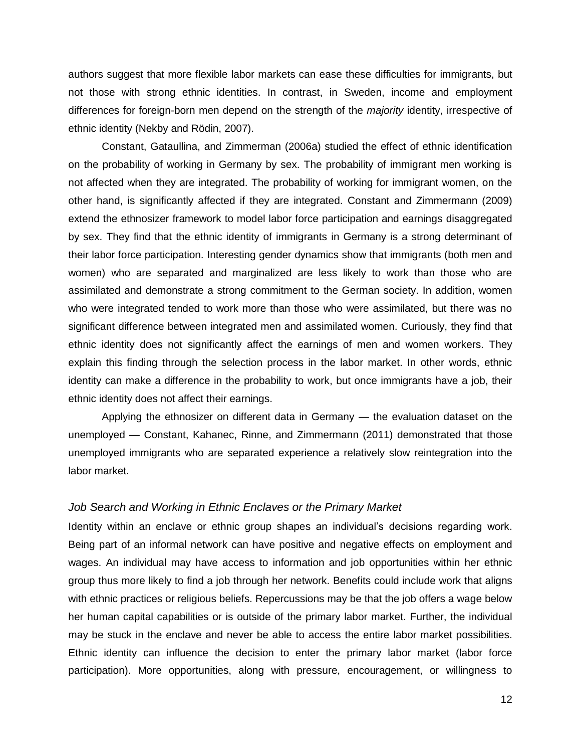authors suggest that more flexible labor markets can ease these difficulties for immigrants, but not those with strong ethnic identities. In contrast, in Sweden, income and employment differences for foreign-born men depend on the strength of the *majority* identity, irrespective of ethnic identity (Nekby and Rödin, 2007).

Constant, Gataullina, and Zimmerman (2006a) studied the effect of ethnic identification on the probability of working in Germany by sex. The probability of immigrant men working is not affected when they are integrated. The probability of working for immigrant women, on the other hand, is significantly affected if they are integrated. Constant and Zimmermann (2009) extend the ethnosizer framework to model labor force participation and earnings disaggregated by sex. They find that the ethnic identity of immigrants in Germany is a strong determinant of their labor force participation. Interesting gender dynamics show that immigrants (both men and women) who are separated and marginalized are less likely to work than those who are assimilated and demonstrate a strong commitment to the German society. In addition, women who were integrated tended to work more than those who were assimilated, but there was no significant difference between integrated men and assimilated women. Curiously, they find that ethnic identity does not significantly affect the earnings of men and women workers. They explain this finding through the selection process in the labor market. In other words, ethnic identity can make a difference in the probability to work, but once immigrants have a job, their ethnic identity does not affect their earnings.

Applying the ethnosizer on different data in Germany — the evaluation dataset on the unemployed — Constant, Kahanec, Rinne, and Zimmermann (2011) demonstrated that those unemployed immigrants who are separated experience a relatively slow reintegration into the labor market.

### *Job Search and Working in Ethnic Enclaves or the Primary Market*

Identity within an enclave or ethnic group shapes an individual's decisions regarding work. Being part of an informal network can have positive and negative effects on employment and wages. An individual may have access to information and job opportunities within her ethnic group thus more likely to find a job through her network. Benefits could include work that aligns with ethnic practices or religious beliefs. Repercussions may be that the job offers a wage below her human capital capabilities or is outside of the primary labor market. Further, the individual may be stuck in the enclave and never be able to access the entire labor market possibilities. Ethnic identity can influence the decision to enter the primary labor market (labor force participation). More opportunities, along with pressure, encouragement, or willingness to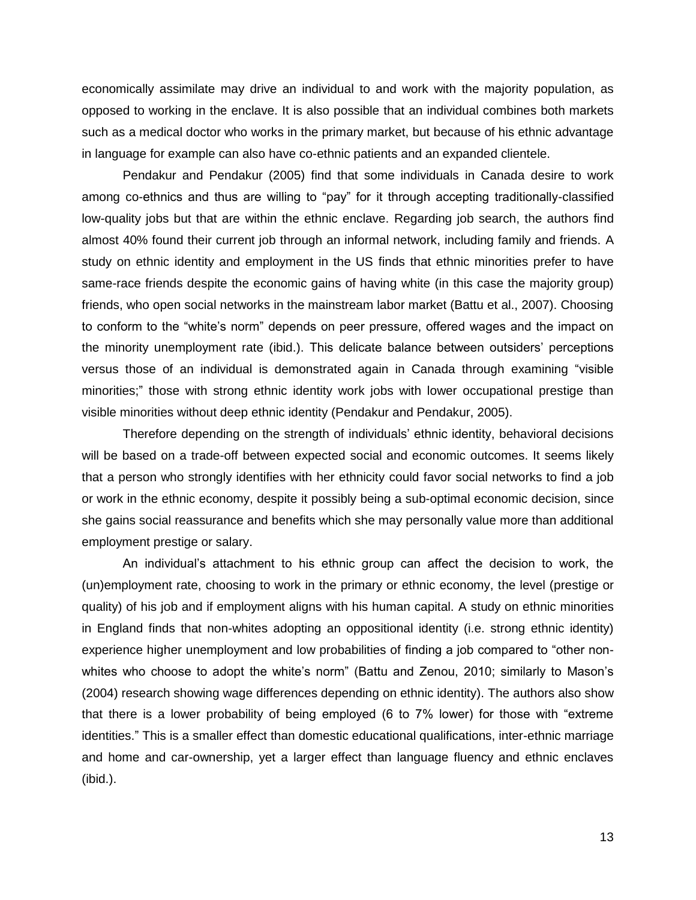economically assimilate may drive an individual to and work with the majority population, as opposed to working in the enclave. It is also possible that an individual combines both markets such as a medical doctor who works in the primary market, but because of his ethnic advantage in language for example can also have co-ethnic patients and an expanded clientele.

Pendakur and Pendakur (2005) find that some individuals in Canada desire to work among co-ethnics and thus are willing to "pay" for it through accepting traditionally-classified low-quality jobs but that are within the ethnic enclave. Regarding job search, the authors find almost 40% found their current job through an informal network, including family and friends. A study on ethnic identity and employment in the US finds that ethnic minorities prefer to have same-race friends despite the economic gains of having white (in this case the majority group) friends, who open social networks in the mainstream labor market (Battu et al., 2007). Choosing to conform to the "white's norm" depends on peer pressure, offered wages and the impact on the minority unemployment rate (ibid.). This delicate balance between outsiders' perceptions versus those of an individual is demonstrated again in Canada through examining "visible minorities;" those with strong ethnic identity work jobs with lower occupational prestige than visible minorities without deep ethnic identity (Pendakur and Pendakur, 2005).

Therefore depending on the strength of individuals' ethnic identity, behavioral decisions will be based on a trade-off between expected social and economic outcomes. It seems likely that a person who strongly identifies with her ethnicity could favor social networks to find a job or work in the ethnic economy, despite it possibly being a sub-optimal economic decision, since she gains social reassurance and benefits which she may personally value more than additional employment prestige or salary.

An individual's attachment to his ethnic group can affect the decision to work, the (un)employment rate, choosing to work in the primary or ethnic economy, the level (prestige or quality) of his job and if employment aligns with his human capital. A study on ethnic minorities in England finds that non-whites adopting an oppositional identity (i.e. strong ethnic identity) experience higher unemployment and low probabilities of finding a job compared to "other non-whites who choose to adopt the white's norm" (Battu and Zenou, 2010; similarly to Mason's (2004) research showing wage differences depending on ethnic identity). The authors also show that there is a lower probability of being employed (6 to 7% lower) for those with "extreme identities." This is a smaller effect than domestic educational qualifications, inter-ethnic marriage and home and car-ownership, yet a larger effect than language fluency and ethnic enclaves (ibid.).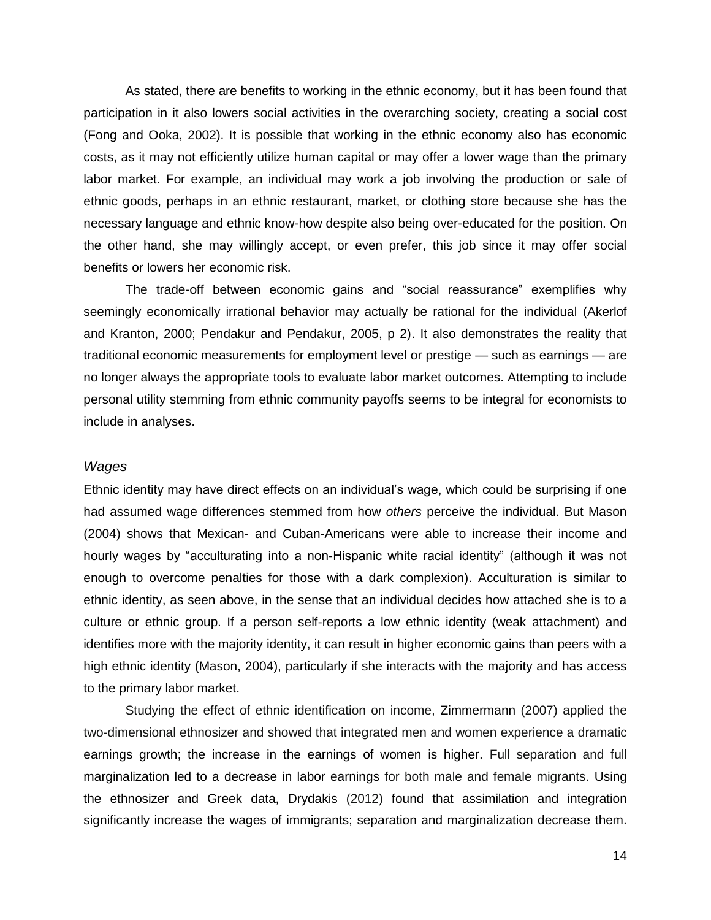As stated, there are benefits to working in the ethnic economy, but it has been found that participation in it also lowers social activities in the overarching society, creating a social cost (Fong and Ooka, 2002). It is possible that working in the ethnic economy also has economic costs, as it may not efficiently utilize human capital or may offer a lower wage than the primary labor market. For example, an individual may work a job involving the production or sale of ethnic goods, perhaps in an ethnic restaurant, market, or clothing store because she has the necessary language and ethnic know-how despite also being over-educated for the position. On the other hand, she may willingly accept, or even prefer, this job since it may offer social benefits or lowers her economic risk.

The trade-off between economic gains and "social reassurance" exemplifies why seemingly economically irrational behavior may actually be rational for the individual (Akerlof and Kranton, 2000; Pendakur and Pendakur, 2005, p 2). It also demonstrates the reality that traditional economic measurements for employment level or prestige — such as earnings — are no longer always the appropriate tools to evaluate labor market outcomes. Attempting to include personal utility stemming from ethnic community payoffs seems to be integral for economists to include in analyses.

### *Wages*

Ethnic identity may have direct effects on an individual's wage, which could be surprising if one had assumed wage differences stemmed from how *others* perceive the individual. But Mason (2004) shows that Mexican- and Cuban-Americans were able to increase their income and hourly wages by "acculturating into a non-Hispanic white racial identity" (although it was not enough to overcome penalties for those with a dark complexion). Acculturation is similar to ethnic identity, as seen above, in the sense that an individual decides how attached she is to a culture or ethnic group. If a person self-reports a low ethnic identity (weak attachment) and identifies more with the majority identity, it can result in higher economic gains than peers with a high ethnic identity (Mason, 2004), particularly if she interacts with the majority and has access to the primary labor market.

Studying the effect of ethnic identification on income, Zimmermann (2007) applied the two-dimensional ethnosizer and showed that integrated men and women experience a dramatic earnings growth; the increase in the earnings of women is higher. Full separation and full marginalization led to a decrease in labor earnings for both male and female migrants. Using the ethnosizer and Greek data, Drydakis (2012) found that assimilation and integration significantly increase the wages of immigrants; separation and marginalization decrease them.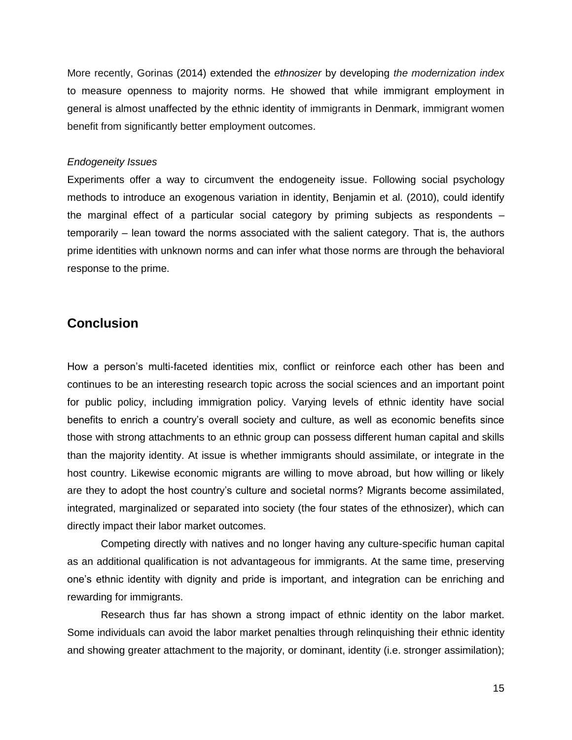More recently, Gorinas (2014) extended the *ethnosizer* by developing *the modernization index* to measure openness to majority norms. He showed that while immigrant employment in general is almost unaffected by the ethnic identity of immigrants in Denmark, immigrant women benefit from significantly better employment outcomes.

*Endogeneity Issues*

Experiments offer a way to circumvent the endogeneity issue. Following social psychology methods to introduce an exogenous variation in identity, Benjamin et al. (2010), could identify the marginal effect of a particular social category by priming subjects as respondents – temporarily – lean toward the norms associated with the salient category. That is, the authors prime identities with unknown norms and can infer what those norms are through the behavioral response to the prime.

## Conclusion

How a person's multi-faceted identities mix, conflict or reinforce each other has been and continues to be an interesting research topic across the social sciences and an important point for public policy, including immigration policy. Varying levels of ethnic identity have social benefits to enrich a country's overall society and culture, as well as economic benefits since those with strong attachments to an ethnic group can possess different human capital and skills than the majority identity. At issue is whether immigrants should assimilate, or integrate in the host country. Likewise economic migrants are willing to move abroad, but how willing or likely are they to adopt the host country's culture and societal norms? Migrants become assimilated, integrated, marginalized or separated into society (the four states of the ethnosizer), which can directly impact their labor market outcomes.

Competing directly with natives and no longer having any culture-specific human capital as an additional qualification is not advantageous for immigrants. At the same time, preserving one's ethnic identity with dignity and pride is important, and integration can be enriching and rewarding for immigrants.

Research thus far has shown a strong impact of ethnic identity on the labor market. Some individuals can avoid the labor market penalties through relinquishing their ethnic identity and showing greater attachment to the majority, or dominant, identity (i.e. stronger assimilation);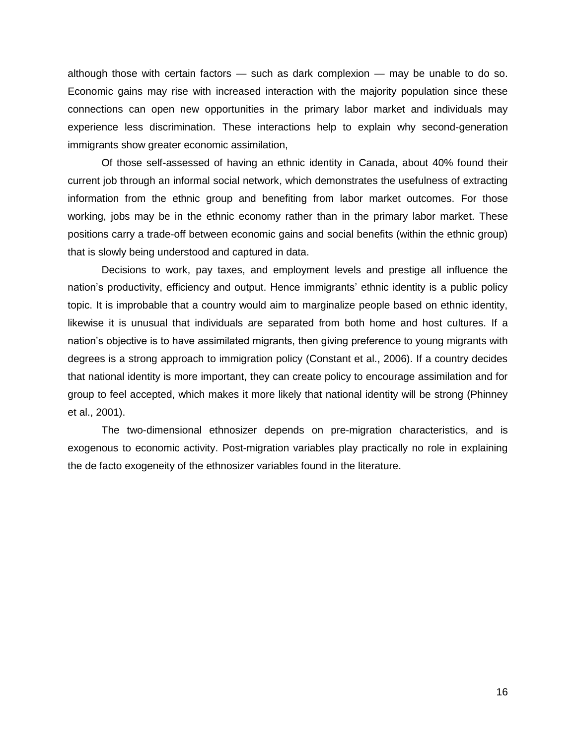although those with certain factors — such as dark complexion — may be unable to do so. Economic gains may rise with increased interaction with the majority population since these connections can open new opportunities in the primary labor market and individuals may experience less discrimination. These interactions help to explain why second-generation immigrants show greater economic assimilation,

Of those self-assessed of having an ethnic identity in Canada, about 40% found their current job through an informal social network, which demonstrates the usefulness of extracting information from the ethnic group and benefiting from labor market outcomes. For those working, jobs may be in the ethnic economy rather than in the primary labor market. These positions carry a trade-off between economic gains and social benefits (within the ethnic group) that is slowly being understood and captured in data.

Decisions to work, pay taxes, and employment levels and prestige all influence the nation's productivity, efficiency and output. Hence immigrants' ethnic identity is a public policy topic. It is improbable that a country would aim to marginalize people based on ethnic identity, likewise it is unusual that individuals are separated from both home and host cultures. If a nation's objective is to have assimilated migrants, then giving preference to young migrants with degrees is a strong approach to immigration policy (Constant et al., 2006). If a country decides that national identity is more important, they can create policy to encourage assimilation and for group to feel accepted, which makes it more likely that national identity will be strong (Phinney et al., 2001).

The two-dimensional ethnosizer depends on pre-migration characteristics, and is exogenous to economic activity. Post-migration variables play practically no role in explaining the de facto exogeneity of the ethnosizer variables found in the literature.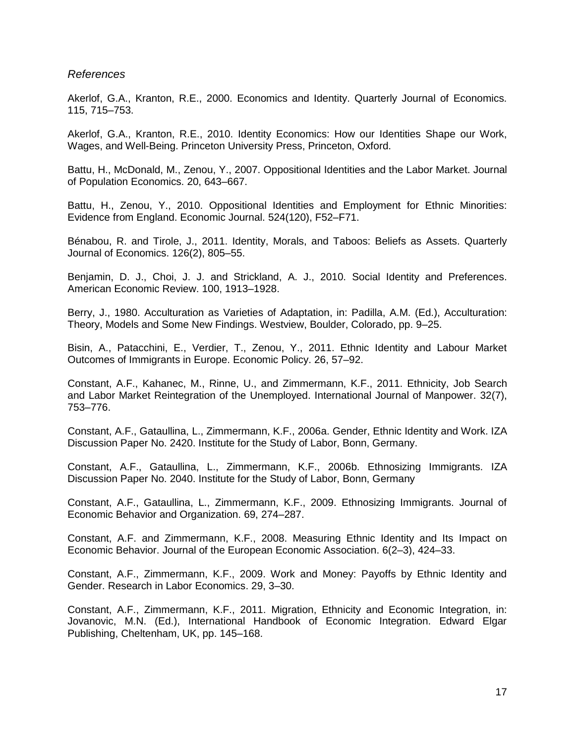*References*

Akerlof, G.A., Kranton, R.E., 2000. Economics and Identity. Quarterly Journal of Economics. 115, 715–753.

Akerlof, G.A., Kranton, R.E., 2010. Identity Economics: How our Identities Shape our Work, Wages, and Well-Being. Princeton University Press, Princeton, Oxford.

Battu, H., McDonald, M., Zenou, Y., 2007. Oppositional Identities and the Labor Market. Journal of Population Economics. 20, 643–667.

Battu, H., Zenou, Y., 2010. Oppositional Identities and Employment for Ethnic Minorities: Evidence from England. Economic Journal. 524(120), F52–F71.

Bénabou, R. and Tirole, J., 2011. Identity, Morals, and Taboos: Beliefs as Assets. Quarterly Journal of Economics. 126(2), 805–55.

Benjamin, D. J., Choi, J. J. and Strickland, A. J., 2010. Social Identity and Preferences. American Economic Review. 100, 1913–1928.

Berry, J., 1980. Acculturation as Varieties of Adaptation, in: Padilla, A.M. (Ed.), Acculturation: Theory, Models and Some New Findings. Westview, Boulder, Colorado, pp. 9–25.

Bisin, A., Patacchini, E., Verdier, T., Zenou, Y., 2011. Ethnic Identity and Labour Market Outcomes of Immigrants in Europe. Economic Policy. 26, 57–92.

Constant, A.F., Kahanec, M., Rinne, U., and Zimmermann, K.F., 2011. Ethnicity, Job Search and Labor Market Reintegration of the Unemployed. International Journal of Manpower. 32(7), 753–776.

Constant, A.F., Gataullina, L., Zimmermann, K.F., 2006a. Gender, Ethnic Identity and Work. IZA Discussion Paper No. 2420. Institute for the Study of Labor, Bonn, Germany.

Constant, A.F., Gataullina, L., Zimmermann, K.F., 2006b. Ethnosizing Immigrants. IZA Discussion Paper No. 2040. Institute for the Study of Labor, Bonn, Germany

Constant, A.F., Gataullina, L., Zimmermann, K.F., 2009. Ethnosizing Immigrants. Journal of Economic Behavior and Organization. 69, 274–287.

Constant, A.F. and Zimmermann, K.F., 2008. Measuring Ethnic Identity and Its Impact on Economic Behavior. Journal of the European Economic Association. 6(2–3), 424–33.

Constant, A.F., Zimmermann, K.F., 2009. Work and Money: Payoffs by Ethnic Identity and Gender. Research in Labor Economics. 29, 3–30.

Constant, A.F., Zimmermann, K.F., 2011. Migration, Ethnicity and Economic Integration, in: Jovanovic, M.N. (Ed.), International Handbook of Economic Integration. Edward Elgar Publishing, Cheltenham, UK, pp. 145–168.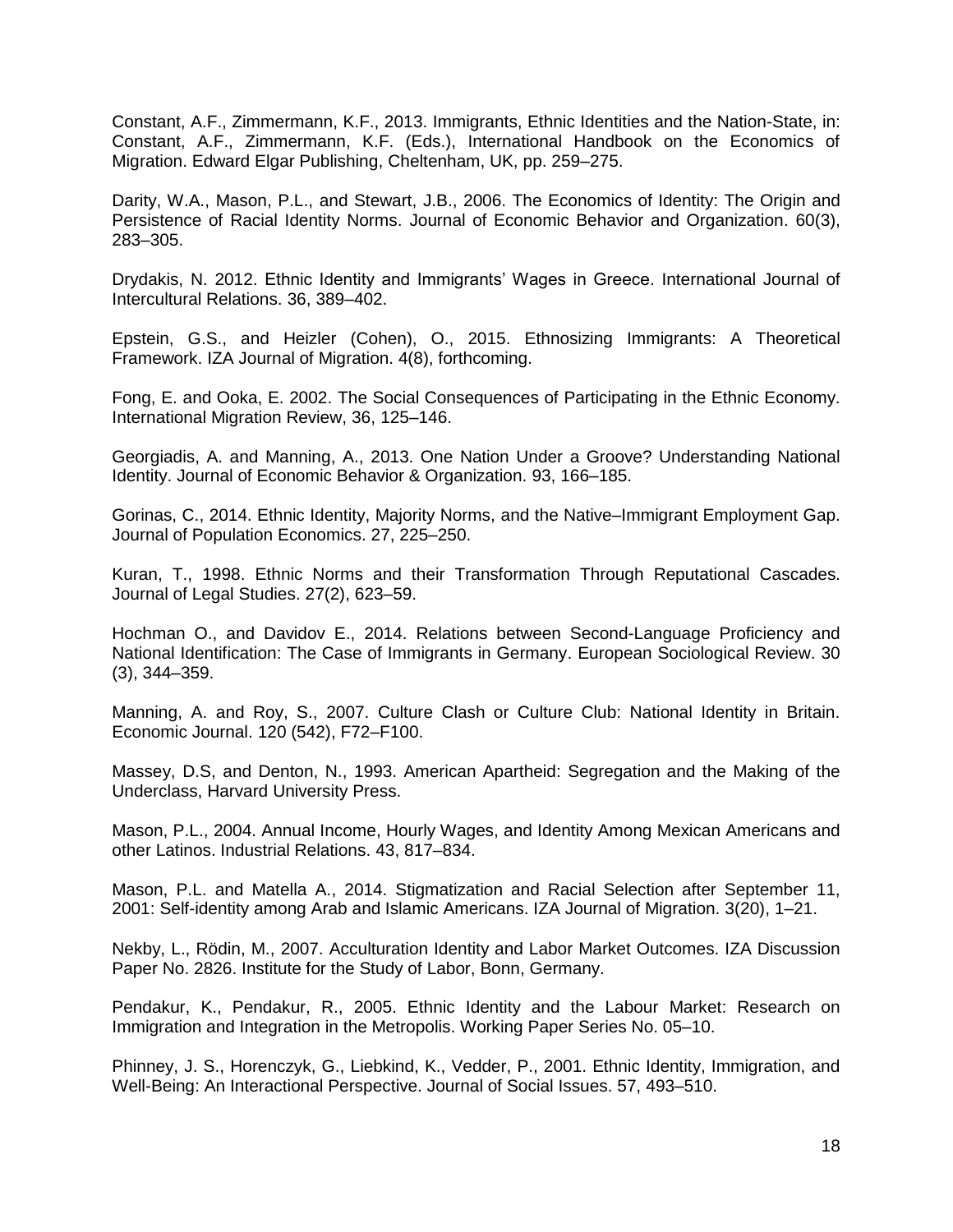Constant, A.F., Zimmermann, K.F., 2013. Immigrants, Ethnic Identities and the Nation-State, in: Constant, A.F., Zimmermann, K.F. (Eds.), International Handbook on the Economics of Migration. Edward Elgar Publishing, Cheltenham, UK, pp. 259–275.

Darity, W.A., Mason, P.L., and Stewart, J.B., 2006. The Economics of Identity: The Origin and Persistence of Racial Identity Norms. Journal of Economic Behavior and Organization. 60(3), 283–305.

Drydakis, N. 2012. Ethnic Identity and Immigrants' Wages in Greece. International Journal of Intercultural Relations. 36, 389–402.

Epstein, G.S., and Heizler (Cohen), O., 2015. Ethnosizing Immigrants: A Theoretical Framework. IZA Journal of Migration. 4(8), forthcoming.

Fong, E. and Ooka, E. 2002. The Social Consequences of Participating in the Ethnic Economy. International Migration Review, 36, 125–146.

Georgiadis, A. and Manning, A., 2013. One Nation Under a Groove? Understanding National Identity. Journal of Economic Behavior & Organization. 93, 166–185.

Gorinas, C., 2014. Ethnic Identity, Majority Norms, and the Native–Immigrant Employment Gap. Journal of Population Economics. 27, 225–250.

Kuran, T., 1998. Ethnic Norms and their Transformation Through Reputational Cascades. Journal of Legal Studies. 27(2), 623–59.

Hochman O., and Davidov E., 2014. Relations between Second-Language Proficiency and National Identification: The Case of Immigrants in Germany. European Sociological Review. 30 (3), 344–359.

Manning, A. and Roy, S., 2007. Culture Clash or Culture Club: National Identity in Britain. Economic Journal. 120 (542), F72–F100.

Massey, D.S, and Denton, N., 1993. American Apartheid: Segregation and the Making of the Underclass, Harvard University Press.

Mason, P.L., 2004. Annual Income, Hourly Wages, and Identity Among Mexican Americans and other Latinos. Industrial Relations. 43, 817–834.

Mason, P.L. and Matella A., 2014. Stigmatization and Racial Selection after September 11, 2001: Self-identity among Arab and Islamic Americans. IZA Journal of Migration. 3(20), 1–21.

Nekby, L., Rödin, M., 2007. Acculturation Identity and Labor Market Outcomes. IZA Discussion Paper No. 2826. Institute for the Study of Labor, Bonn, Germany.

Pendakur, K., Pendakur, R., 2005. Ethnic Identity and the Labour Market: Research on Immigration and Integration in the Metropolis. Working Paper Series No. 05–10.

Phinney, J. S., Horenczyk, G., Liebkind, K., Vedder, P., 2001. Ethnic Identity, Immigration, and Well-Being: An Interactional Perspective. Journal of Social Issues. 57, 493–510.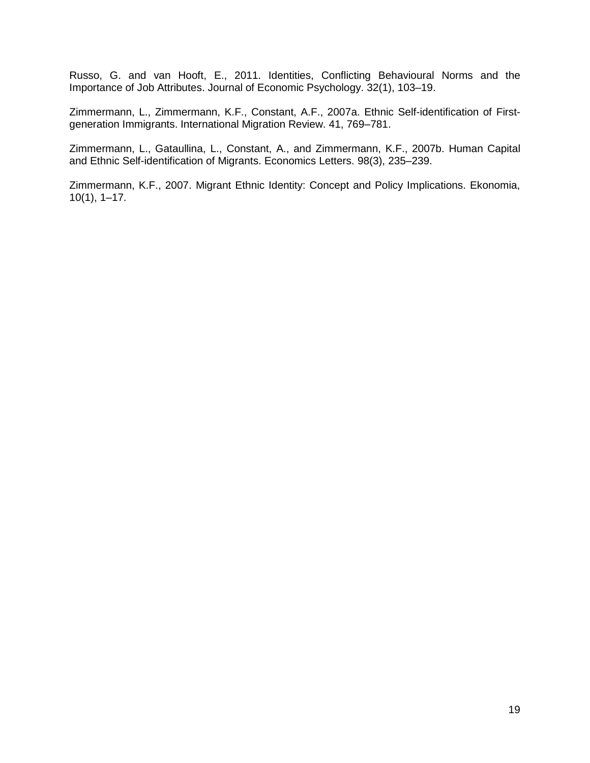Russo, G. and van Hooft, E., 2011. Identities, Conflicting Behavioural Norms and the Importance of Job Attributes. Journal of Economic Psychology. 32(1), 103–19.

Zimmermann, L., Zimmermann, K.F., Constant, A.F., 2007a. Ethnic Self-identification of First-generation Immigrants. International Migration Review. 41, 769–781.

Zimmermann, L., Gataullina, L., Constant, A., and Zimmermann, K.F., 2007b. Human Capital and Ethnic Self-identification of Migrants. Economics Letters. 98(3), 235–239.

Zimmermann, K.F., 2007. Migrant Ethnic Identity: Concept and Policy Implications. Ekonomia, 10(1), 1–17.